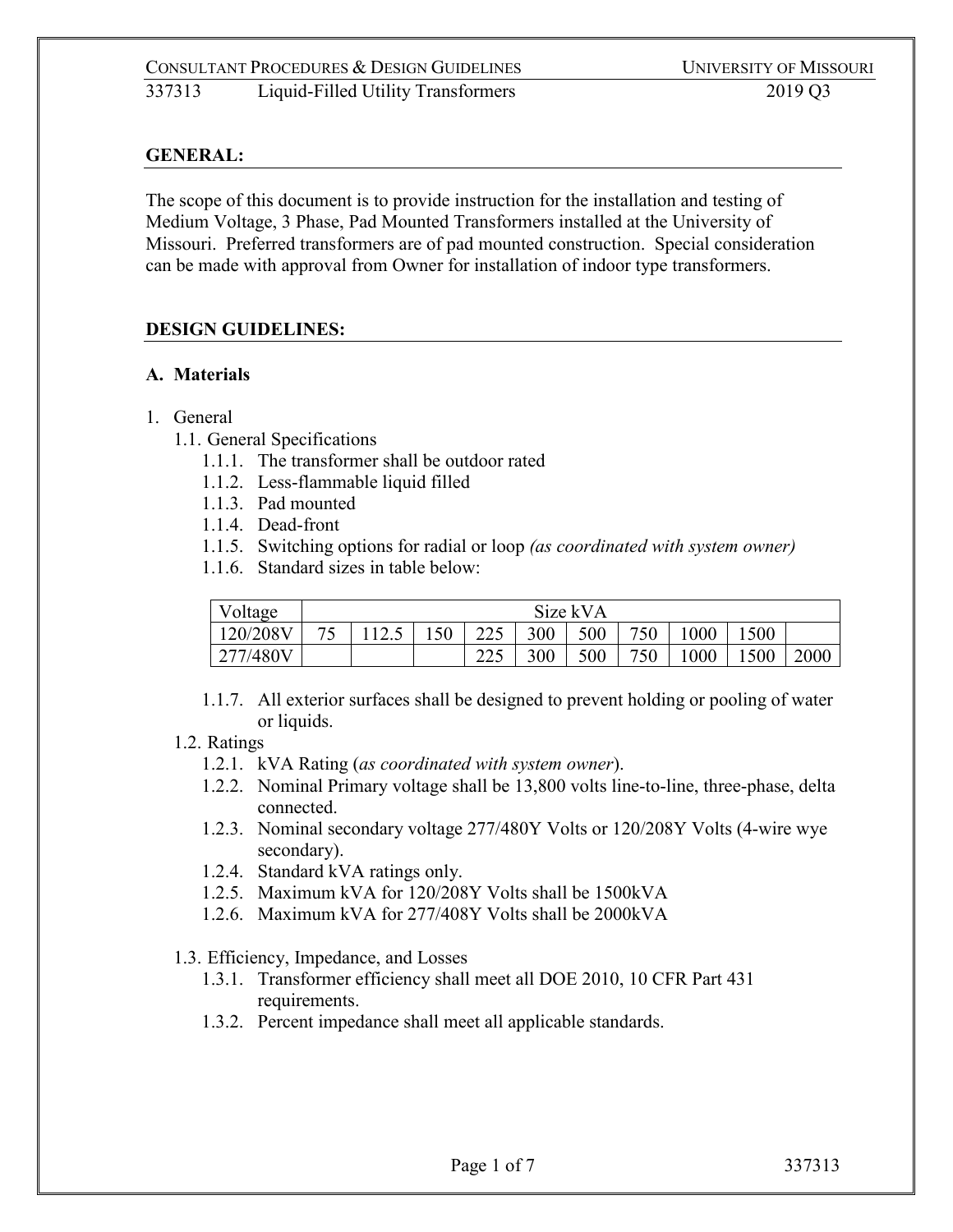## GENERAL:

The scope of this document is to provide instruction for the installation and testing of Medium Voltage, 3 Phase, Pad Mounted Transformers installed at the University of Missouri. Preferred transformers are of pad mounted construction. Special consideration can be made with approval from Owner for installation of indoor type transformers.

## DESIGN GUIDELINES:

### A. Materials

1. General
   - 1.1. General Specifications
     - 1.1.1. The transformer shall be outdoor rated
     - 1.1.2. Less-flammable liquid filled
     - 1.1.3. Pad mounted
     - 1.1.4. Dead-front
     - 1.1.5. Switching options for radial or loop *(as coordinated with system owner)*
     - 1.1.6. Standard sizes in table below:

| Voltage | Size kVA | | | | | | | | | |
|---|---|---|---|---|---|---|---|---|---|---|
| 120/208V | 75 | 112.5 | 150 | 225 | 300 | 500 | 750 | 1000 | 1500 | |
| 277/480V | | | | 225 | 300 | 500 | 750 | 1000 | 1500 | 2000 |

     - 1.1.7. All exterior surfaces shall be designed to prevent holding or pooling of water or liquids.
   - 1.2. Ratings
     - 1.2.1. kVA Rating (*as coordinated with system owner*).
     - 1.2.2. Nominal Primary voltage shall be 13,800 volts line-to-line, three-phase, delta connected.
     - 1.2.3. Nominal secondary voltage 277/480Y Volts or 120/208Y Volts (4-wire wye secondary).
     - 1.2.4. Standard kVA ratings only.
     - 1.2.5. Maximum kVA for 120/208Y Volts shall be 1500kVA
     - 1.2.6. Maximum kVA for 277/408Y Volts shall be 2000kVA
   - 1.3. Efficiency, Impedance, and Losses
     - 1.3.1. Transformer efficiency shall meet all DOE 2010, 10 CFR Part 431 requirements.
     - 1.3.2. Percent impedance shall meet all applicable standards.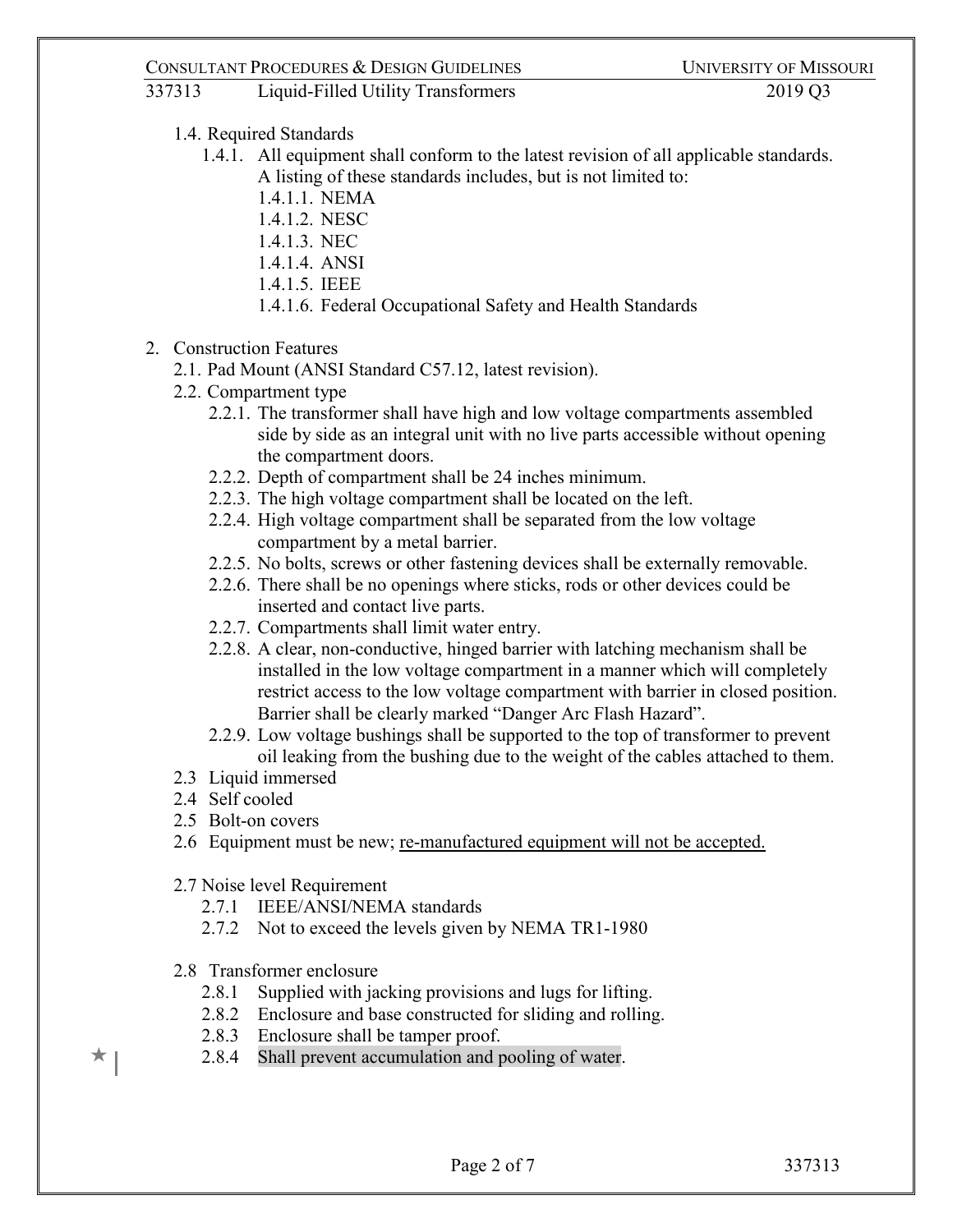1.4. Required Standards

1.4.1. All equipment shall conform to the latest revision of all applicable standards. A listing of these standards includes, but is not limited to:

- 1.4.1.1. NEMA
- 1.4.1.2. NESC
- 1.4.1.3. NEC
- 1.4.1.4. ANSI
- 1.4.1.5. IEEE
- 1.4.1.6. Federal Occupational Safety and Health Standards

2. Construction Features

2.1. Pad Mount (ANSI Standard C57.12, latest revision).

2.2. Compartment type

2.2.1. The transformer shall have high and low voltage compartments assembled side by side as an integral unit with no live parts accessible without opening the compartment doors.

2.2.2. Depth of compartment shall be 24 inches minimum.

2.2.3. The high voltage compartment shall be located on the left.

2.2.4. High voltage compartment shall be separated from the low voltage compartment by a metal barrier.

2.2.5. No bolts, screws or other fastening devices shall be externally removable.

2.2.6. There shall be no openings where sticks, rods or other devices could be inserted and contact live parts.

2.2.7. Compartments shall limit water entry.

2.2.8. A clear, non-conductive, hinged barrier with latching mechanism shall be installed in the low voltage compartment in a manner which will completely restrict access to the low voltage compartment with barrier in closed position. Barrier shall be clearly marked "Danger Arc Flash Hazard".

2.2.9. Low voltage bushings shall be supported to the top of transformer to prevent oil leaking from the bushing due to the weight of the cables attached to them.

2.3 Liquid immersed

2.4 Self cooled

2.5 Bolt-on covers

2.6 Equipment must be new; <u>re-manufactured equipment will not be accepted.</u>

2.7 Noise level Requirement

2.7.1 IEEE/ANSI/NEMA standards

2.7.2 Not to exceed the levels given by NEMA TR1-1980

2.8 Transformer enclosure

2.8.1 Supplied with jacking provisions and lugs for lifting.

2.8.2 Enclosure and base constructed for sliding and rolling.

2.8.3 Enclosure shall be tamper proof.

2.8.4 Shall prevent accumulation and pooling of water.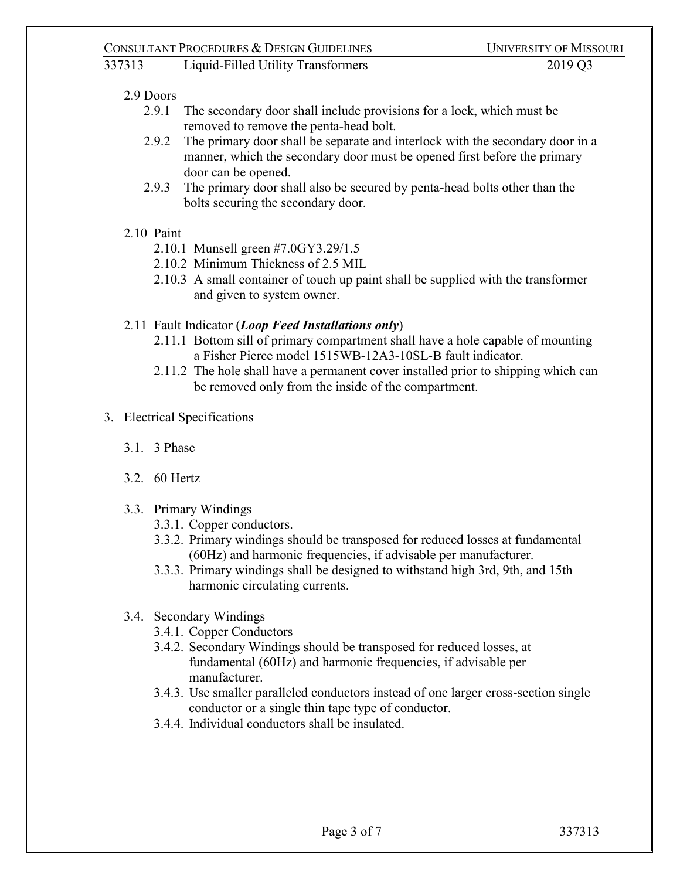2.9 Doors

- 2.9.1 The secondary door shall include provisions for a lock, which must be removed to remove the penta-head bolt.
- 2.9.2 The primary door shall be separate and interlock with the secondary door in a manner, which the secondary door must be opened first before the primary door can be opened.
- 2.9.3 The primary door shall also be secured by penta-head bolts other than the bolts securing the secondary door.

2.10 Paint

- 2.10.1 Munsell green #7.0GY3.29/1.5
- 2.10.2 Minimum Thickness of 2.5 MIL
- 2.10.3 A small container of touch up paint shall be supplied with the transformer and given to system owner.

2.11 Fault Indicator (***Loop Feed Installations only***)

- 2.11.1 Bottom sill of primary compartment shall have a hole capable of mounting a Fisher Pierce model 1515WB-12A3-10SL-B fault indicator.
- 2.11.2 The hole shall have a permanent cover installed prior to shipping which can be removed only from the inside of the compartment.

3. Electrical Specifications

3.1. 3 Phase

3.2. 60 Hertz

3.3. Primary Windings

- 3.3.1. Copper conductors.
- 3.3.2. Primary windings should be transposed for reduced losses at fundamental (60Hz) and harmonic frequencies, if advisable per manufacturer.
- 3.3.3. Primary windings shall be designed to withstand high 3rd, 9th, and 15th harmonic circulating currents.

3.4. Secondary Windings

- 3.4.1. Copper Conductors
- 3.4.2. Secondary Windings should be transposed for reduced losses, at fundamental (60Hz) and harmonic frequencies, if advisable per manufacturer.
- 3.4.3. Use smaller paralleled conductors instead of one larger cross-section single conductor or a single thin tape type of conductor.
- 3.4.4. Individual conductors shall be insulated.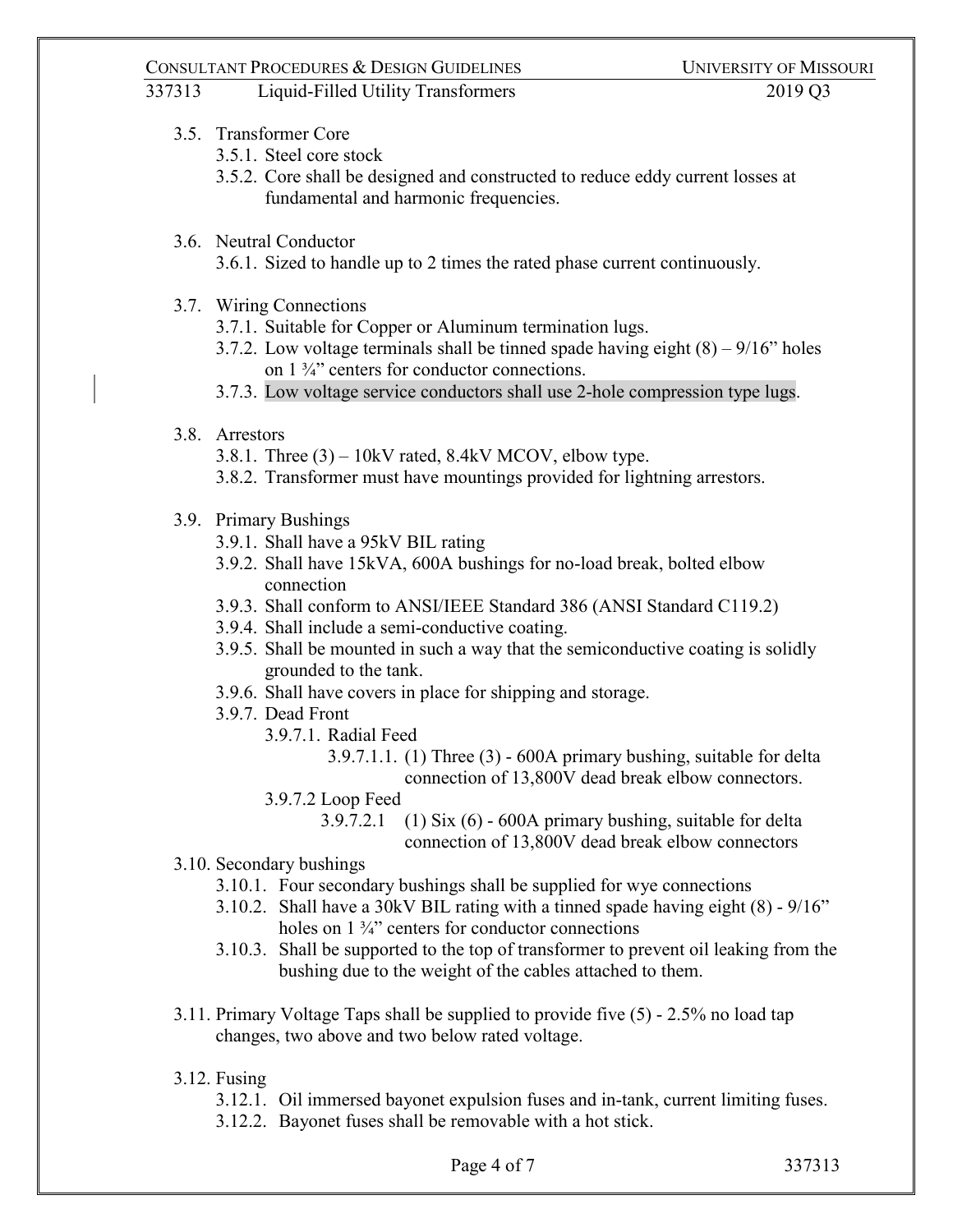- 3.5. Transformer Core
  - 3.5.1. Steel core stock
  - 3.5.2. Core shall be designed and constructed to reduce eddy current losses at fundamental and harmonic frequencies.

- 3.6. Neutral Conductor
  - 3.6.1. Sized to handle up to 2 times the rated phase current continuously.

- 3.7. Wiring Connections
  - 3.7.1. Suitable for Copper or Aluminum termination lugs.
  - 3.7.2. Low voltage terminals shall be tinned spade having eight (8) – 9/16" holes on 1 ¾" centers for conductor connections.
  - 3.7.3. Low voltage service conductors shall use 2-hole compression type lugs.

- 3.8. Arrestors
  - 3.8.1. Three (3) – 10kV rated, 8.4kV MCOV, elbow type.
  - 3.8.2. Transformer must have mountings provided for lightning arrestors.

- 3.9. Primary Bushings
  - 3.9.1. Shall have a 95kV BIL rating
  - 3.9.2. Shall have 15kVA, 600A bushings for no-load break, bolted elbow connection
  - 3.9.3. Shall conform to ANSI/IEEE Standard 386 (ANSI Standard C119.2)
  - 3.9.4. Shall include a semi-conductive coating.
  - 3.9.5. Shall be mounted in such a way that the semiconductive coating is solidly grounded to the tank.
  - 3.9.6. Shall have covers in place for shipping and storage.
  - 3.9.7. Dead Front
    - 3.9.7.1. Radial Feed
      - 3.9.7.1.1. (1) Three (3) - 600A primary bushing, suitable for delta connection of 13,800V dead break elbow connectors.
    - 3.9.7.2 Loop Feed
      - 3.9.7.2.1 (1) Six (6) - 600A primary bushing, suitable for delta connection of 13,800V dead break elbow connectors

- 3.10. Secondary bushings
  - 3.10.1. Four secondary bushings shall be supplied for wye connections
  - 3.10.2. Shall have a 30kV BIL rating with a tinned spade having eight (8) - 9/16" holes on 1 ¾" centers for conductor connections
  - 3.10.3. Shall be supported to the top of transformer to prevent oil leaking from the bushing due to the weight of the cables attached to them.

- 3.11. Primary Voltage Taps shall be supplied to provide five (5) - 2.5% no load tap changes, two above and two below rated voltage.

- 3.12. Fusing
  - 3.12.1. Oil immersed bayonet expulsion fuses and in-tank, current limiting fuses.
  - 3.12.2. Bayonet fuses shall be removable with a hot stick.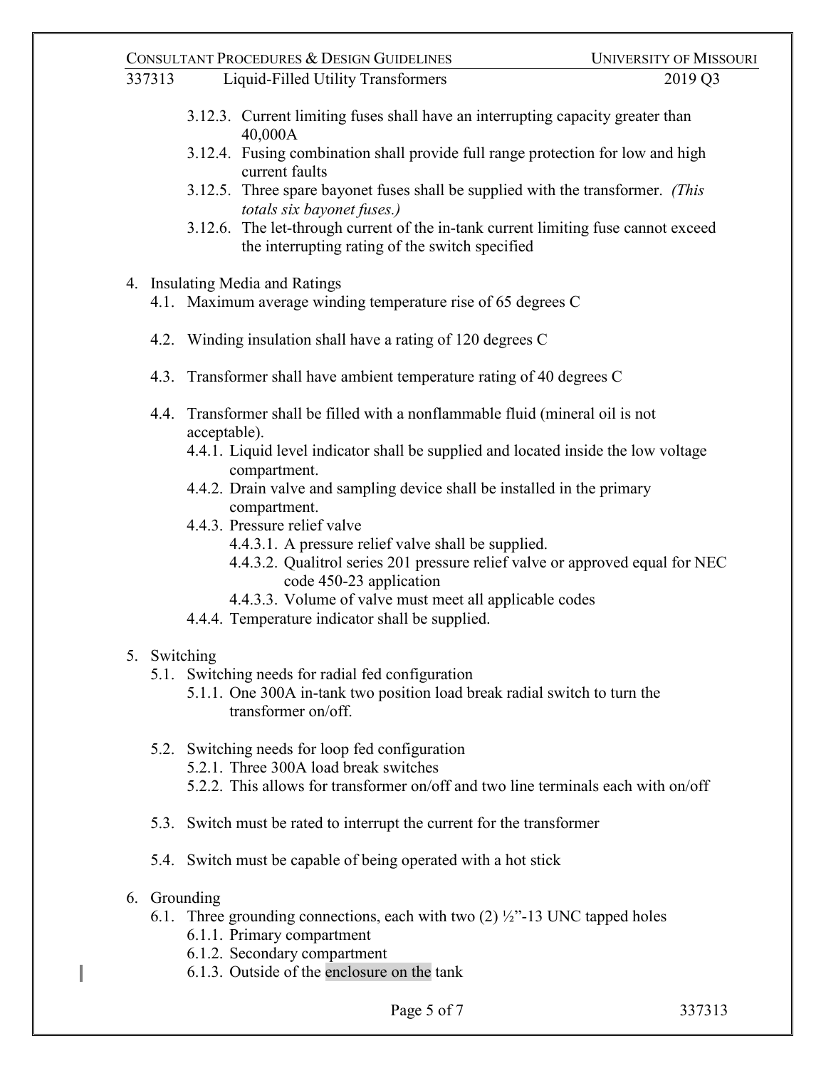- 3.12.3. Current limiting fuses shall have an interrupting capacity greater than 40,000A
- 3.12.4. Fusing combination shall provide full range protection for low and high current faults
- 3.12.5. Three spare bayonet fuses shall be supplied with the transformer. *(This totals six bayonet fuses.)*
- 3.12.6. The let-through current of the in-tank current limiting fuse cannot exceed the interrupting rating of the switch specified

4. Insulating Media and Ratings
   - 4.1. Maximum average winding temperature rise of 65 degrees C
   - 4.2. Winding insulation shall have a rating of 120 degrees C
   - 4.3. Transformer shall have ambient temperature rating of 40 degrees C
   - 4.4. Transformer shall be filled with a nonflammable fluid (mineral oil is not acceptable).
     - 4.4.1. Liquid level indicator shall be supplied and located inside the low voltage compartment.
     - 4.4.2. Drain valve and sampling device shall be installed in the primary compartment.
     - 4.4.3. Pressure relief valve
       - 4.4.3.1. A pressure relief valve shall be supplied.
       - 4.4.3.2. Qualitrol series 201 pressure relief valve or approved equal for NEC code 450-23 application
       - 4.4.3.3. Volume of valve must meet all applicable codes
     - 4.4.4. Temperature indicator shall be supplied.

5. Switching
   - 5.1. Switching needs for radial fed configuration
     - 5.1.1. One 300A in-tank two position load break radial switch to turn the transformer on/off.
   - 5.2. Switching needs for loop fed configuration
     - 5.2.1. Three 300A load break switches
     - 5.2.2. This allows for transformer on/off and two line terminals each with on/off
   - 5.3. Switch must be rated to interrupt the current for the transformer
   - 5.4. Switch must be capable of being operated with a hot stick

6. Grounding
   - 6.1. Three grounding connections, each with two (2) ½"-13 UNC tapped holes
     - 6.1.1. Primary compartment
     - 6.1.2. Secondary compartment
     - 6.1.3. Outside of the enclosure on the tank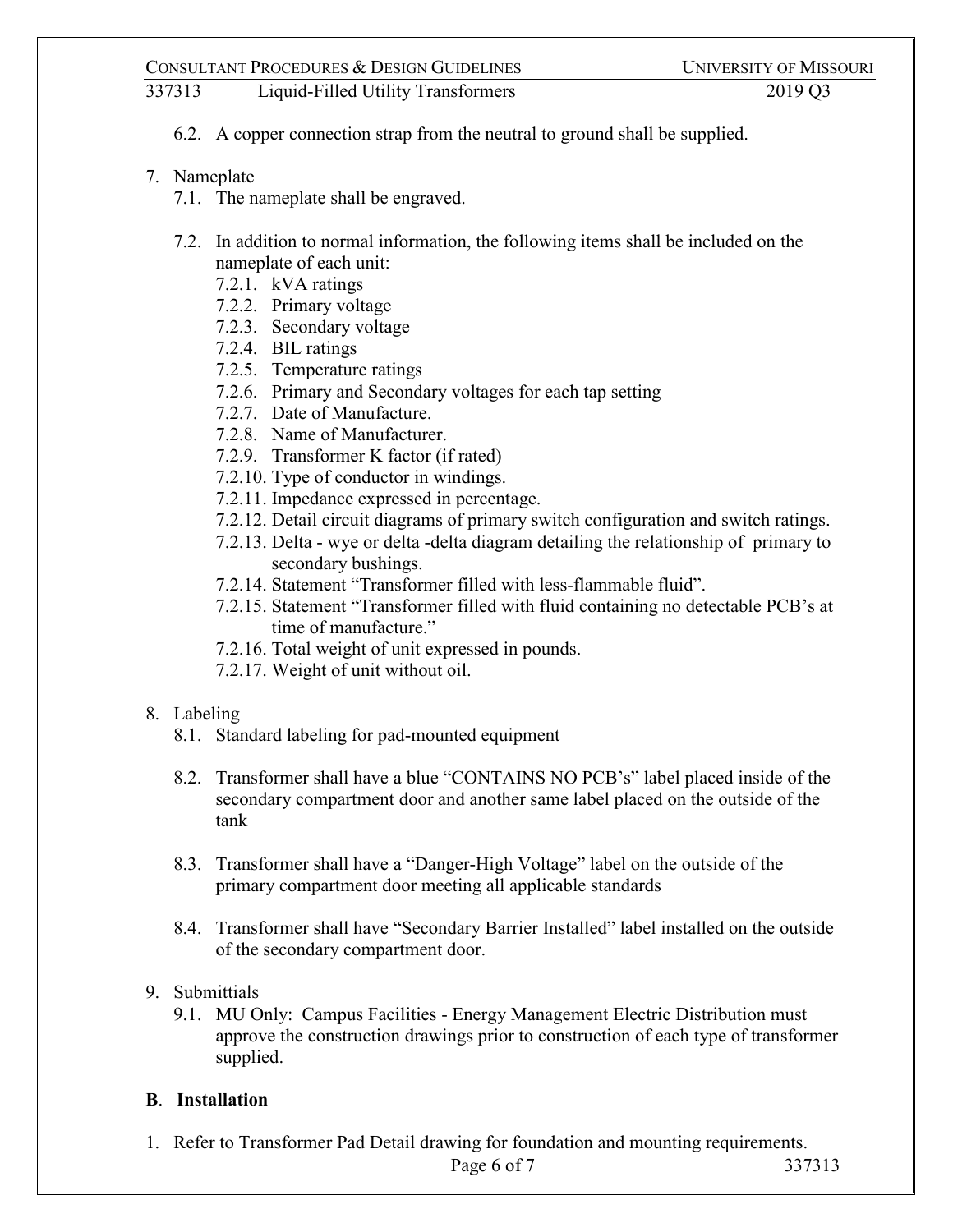6.2. A copper connection strap from the neutral to ground shall be supplied.

7. Nameplate
   7.1. The nameplate shall be engraved.

   7.2. In addition to normal information, the following items shall be included on the nameplate of each unit:
      7.2.1. kVA ratings
      7.2.2. Primary voltage
      7.2.3. Secondary voltage
      7.2.4. BIL ratings
      7.2.5. Temperature ratings
      7.2.6. Primary and Secondary voltages for each tap setting
      7.2.7. Date of Manufacture.
      7.2.8. Name of Manufacturer.
      7.2.9. Transformer K factor (if rated)
      7.2.10. Type of conductor in windings.
      7.2.11. Impedance expressed in percentage.
      7.2.12. Detail circuit diagrams of primary switch configuration and switch ratings.
      7.2.13. Delta - wye or delta -delta diagram detailing the relationship of primary to secondary bushings.
      7.2.14. Statement "Transformer filled with less-flammable fluid".
      7.2.15. Statement "Transformer filled with fluid containing no detectable PCB's at time of manufacture."
      7.2.16. Total weight of unit expressed in pounds.
      7.2.17. Weight of unit without oil.

8. Labeling
   8.1. Standard labeling for pad-mounted equipment

   8.2. Transformer shall have a blue "CONTAINS NO PCB's" label placed inside of the secondary compartment door and another same label placed on the outside of the tank

   8.3. Transformer shall have a "Danger-High Voltage" label on the outside of the primary compartment door meeting all applicable standards

   8.4. Transformer shall have "Secondary Barrier Installed" label installed on the outside of the secondary compartment door.

9. Submittials
   9.1. MU Only: Campus Facilities - Energy Management Electric Distribution must approve the construction drawings prior to construction of each type of transformer supplied.

**B**. **Installation**

1. Refer to Transformer Pad Detail drawing for foundation and mounting requirements.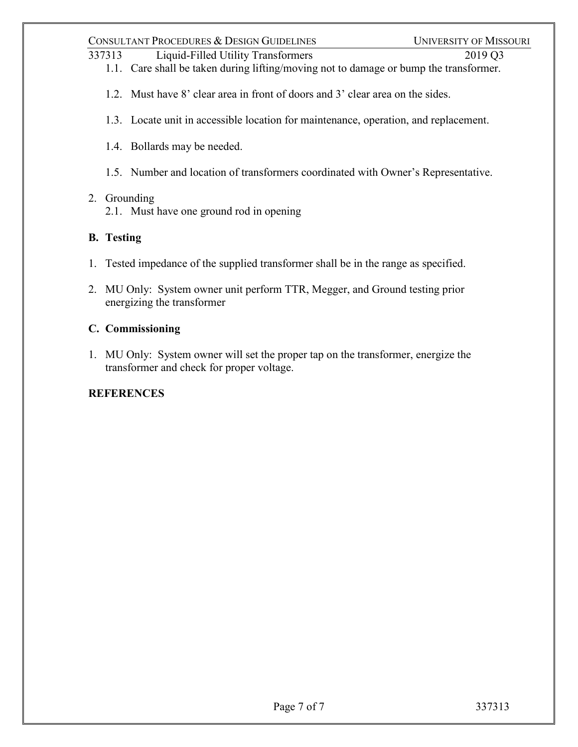1.1. Care shall be taken during lifting/moving not to damage or bump the transformer.

1.2. Must have 8' clear area in front of doors and 3' clear area on the sides.

1.3. Locate unit in accessible location for maintenance, operation, and replacement.

1.4. Bollards may be needed.

1.5. Number and location of transformers coordinated with Owner's Representative.

2. Grounding

   2.1. Must have one ground rod in opening

**B. Testing**

1. Tested impedance of the supplied transformer shall be in the range as specified.
2. MU Only: System owner unit perform TTR, Megger, and Ground testing prior energizing the transformer

**C. Commissioning**

1. MU Only: System owner will set the proper tap on the transformer, energize the transformer and check for proper voltage.

**REFERENCES**